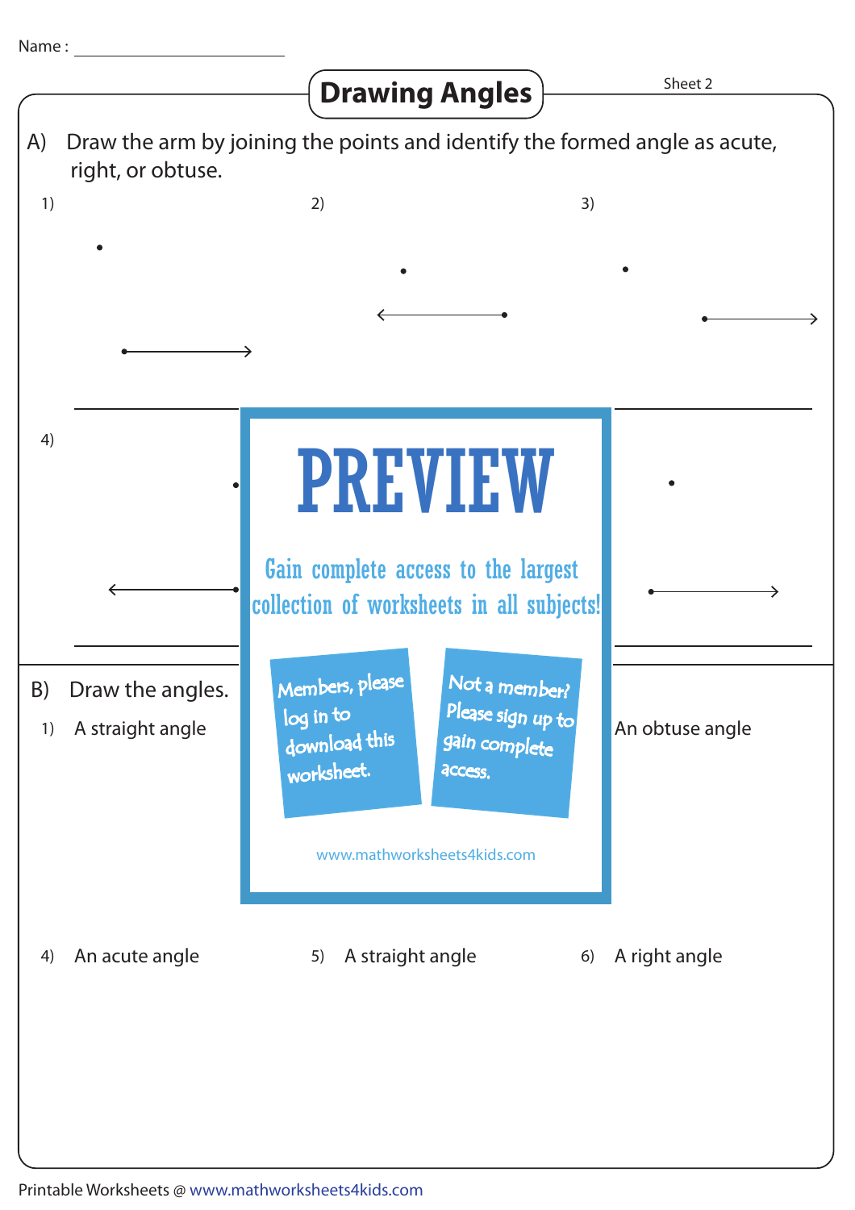Name : ____________________

# Drawing Angles

Sheet 2

A) Draw the arm by joining the points and identify the formed angle as acute, right, or obtuse.

1)

2)

3)

4)

PREVIEW

Gain complete access to the largest collection of worksheets in all subjects!

Members, please log in to download this worksheet.

Not a member? Please sign up to gain complete access.

www.mathworksheets4kids.com

B) Draw the angles.

1) A straight angle

An obtuse angle

4) An acute angle

5) A straight angle

6) A right angle

Printable Worksheets @ www.mathworksheets4kids.com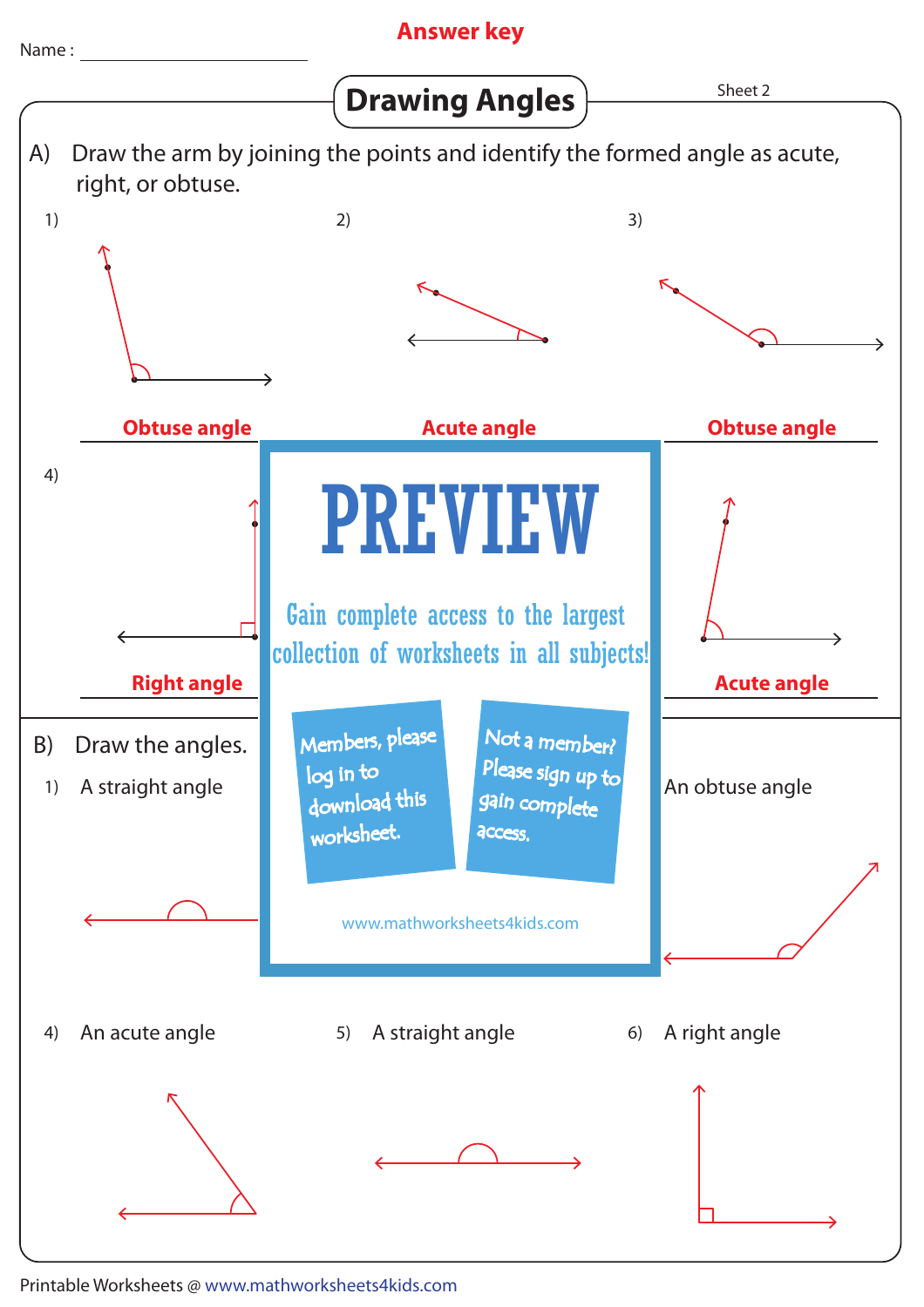**Answer key**

Name : ____________________

# Drawing Angles

Sheet 2

A) Draw the arm by joining the points and identify the formed angle as acute, right, or obtuse.

1) Obtuse angle

2) Acute angle

3) Obtuse angle

4) Right angle

Acute angle

B) Draw the angles.

1) A straight angle

An obtuse angle

4) An acute angle

5) A straight angle

6) A right angle

PREVIEW

Gain complete access to the largest collection of worksheets in all subjects!

Members, please log in to download this worksheet.

Not a member? Please sign up to gain complete access.

www.mathworksheets4kids.com

Printable Worksheets @ www.mathworksheets4kids.com